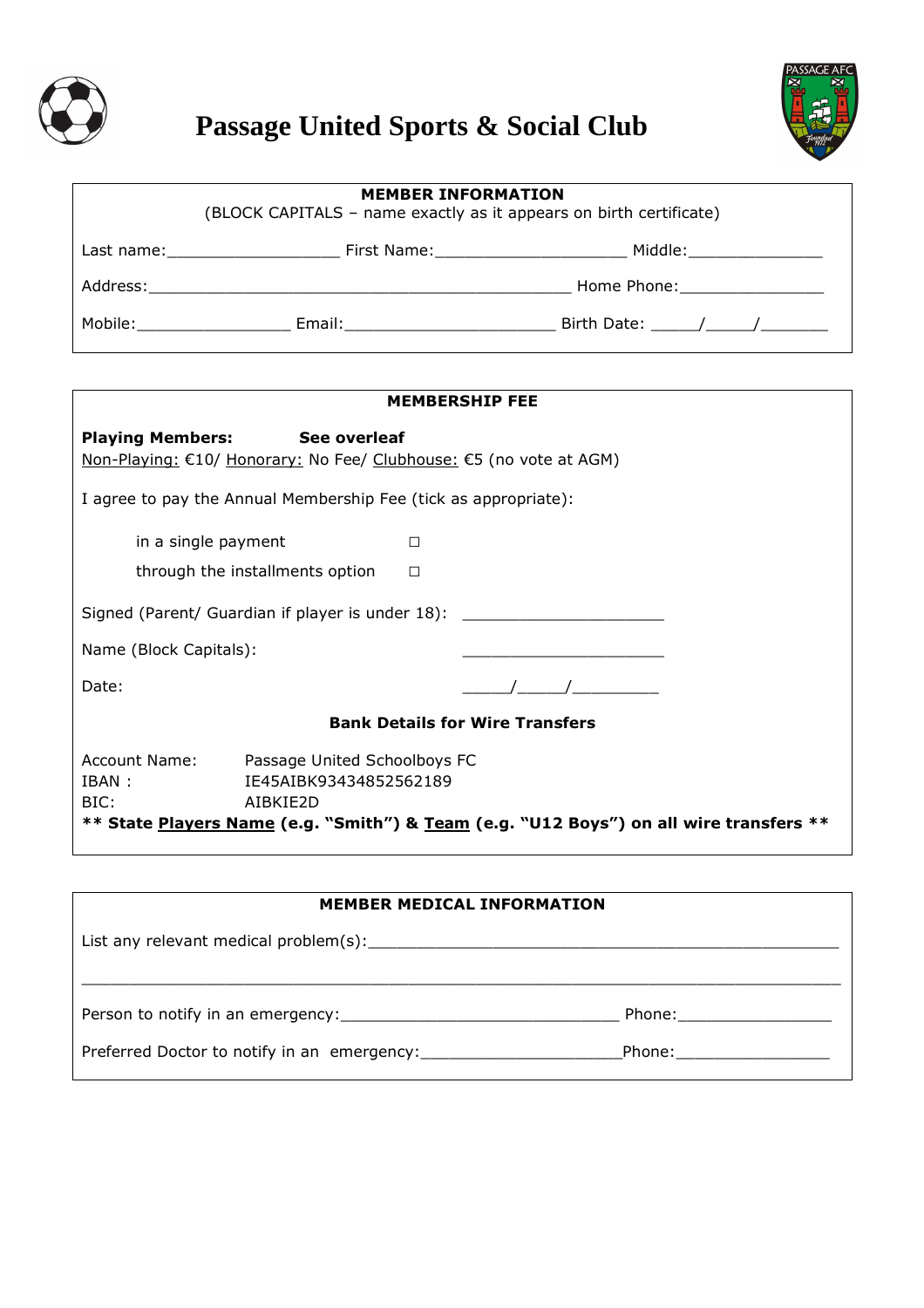# Passage United Sports & Social Club

**MEMBER INFORMATION**

(BLOCK CAPITALS – name exactly as it appears on birth certificate)

Last name:__________________ First Name:____________________ Middle:______________

Address:____________________________________________ Home Phone:_______________

Mobile:________________ Email:______________________ Birth Date: _____/_____/_______

**MEMBERSHIP FEE**

**Playing Members:** **See overleaf**

<u>Non-Playing:</u> €10/ <u>Honorary:</u> No Fee/ <u>Clubhouse:</u> €5 (no vote at AGM)

I agree to pay the Annual Membership Fee (tick as appropriate):

- in a single payment ☐
- through the installments option ☐

Signed (Parent/ Guardian if player is under 18): _____________________

Name (Block Capitals): _____________________

Date: _____/_____/_________

**Bank Details for Wire Transfers**

Account Name: Passage United Schoolboys FC
IBAN : IE45AIBK93434852562189
BIC: AIBKIE2D

**** State <u>Players Name</u> (e.g. "Smith") & <u>Team</u> (e.g. "U12 Boys") on all wire transfers ****

**MEMBER MEDICAL INFORMATION**

List any relevant medical problem(s):_________________________________________________

_______________________________________________________________________________

Person to notify in an emergency:_____________________________ Phone:________________

Preferred Doctor to notify in an emergency:_____________________Phone:________________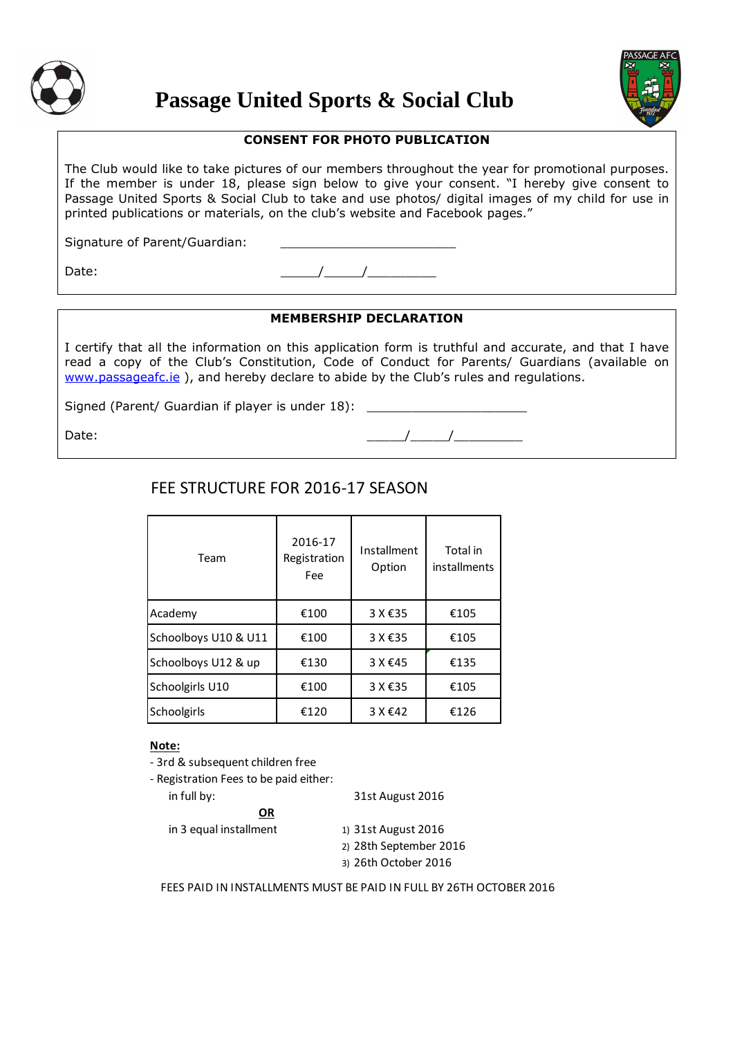# Passage United Sports & Social Club

## CONSENT FOR PHOTO PUBLICATION

The Club would like to take pictures of our members throughout the year for promotional purposes. If the member is under 18, please sign below to give your consent. "I hereby give consent to Passage United Sports & Social Club to take and use photos/ digital images of my child for use in printed publications or materials, on the club's website and Facebook pages."

Signature of Parent/Guardian: ________________________

Date: _____/_____/_________

## MEMBERSHIP DECLARATION

I certify that all the information on this application form is truthful and accurate, and that I have read a copy of the Club's Constitution, Code of Conduct for Parents/ Guardians (available on www.passageafc.ie ), and hereby declare to abide by the Club's rules and regulations.

Signed (Parent/ Guardian if player is under 18): ______________________

Date: _____/_____/_________

## FEE STRUCTURE FOR 2016-17 SEASON

| Team | 2016-17 Registration Fee | Installment Option | Total in installments |
|---|---|---|---|
| Academy | €100 | 3 X €35 | €105 |
| Schoolboys U10 & U11 | €100 | 3 X €35 | €105 |
| Schoolboys U12 & up | €130 | 3 X €45 | €135 |
| Schoolgirls U10 | €100 | 3 X €35 | €105 |
| Schoolgirls | €120 | 3 X €42 | €126 |

**Note:**

- 3rd & subsequent children free
- Registration Fees to be paid either:

in full by: 31st August 2016

**OR**

in 3 equal installment
1) 31st August 2016
2) 28th September 2016
3) 26th October 2016

FEES PAID IN INSTALLMENTS MUST BE PAID IN FULL BY 26TH OCTOBER 2016